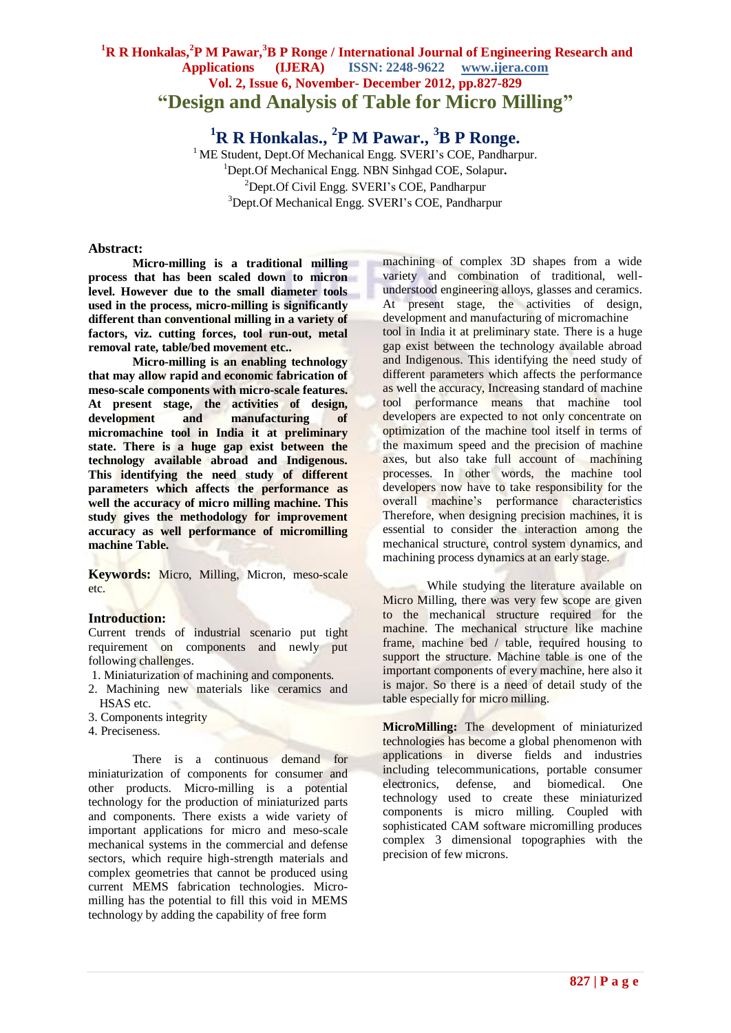# "Design and Analysis of Table for Micro Milling"

**[1]R R Honkalas., [2]P M Pawar., [3]B P Ronge.**

[1] ME Student, Dept.Of Mechanical Engg. SVERI's COE, Pandharpur.
[1]Dept.Of Mechanical Engg. NBN Sinhgad COE, Solapur.
[2]Dept.Of Civil Engg. SVERI's COE, Pandharpur
[3]Dept.Of Mechanical Engg. SVERI's COE, Pandharpur

## Abstract:

**Micro-milling is a traditional milling process that has been scaled down to micron level. However due to the small diameter tools used in the process, micro-milling is significantly different than conventional milling in a variety of factors, viz. cutting forces, tool run-out, metal removal rate, table/bed movement etc..**

**Micro-milling is an enabling technology that may allow rapid and economic fabrication of meso-scale components with micro-scale features. At present stage, the activities of design, development and manufacturing of micromachine tool in India it at preliminary state. There is a huge gap exist between the technology available abroad and Indigenous. This identifying the need study of different parameters which affects the performance as well the accuracy of micro milling machine. This study gives the methodology for improvement accuracy as well performance of micromilling machine Table.**

**Keywords:** Micro, Milling, Micron, meso-scale etc.

## Introduction:

Current trends of industrial scenario put tight requirement on components and newly put following challenges.

1. Miniaturization of machining and components.
2. Machining new materials like ceramics and HSAS etc.
3. Components integrity
4. Preciseness.

There is a continuous demand for miniaturization of components for consumer and other products. Micro-milling is a potential technology for the production of miniaturized parts and components. There exists a wide variety of important applications for micro and meso-scale mechanical systems in the commercial and defense sectors, which require high-strength materials and complex geometries that cannot be produced using current MEMS fabrication technologies. Micro-milling has the potential to fill this void in MEMS technology by adding the capability of free form machining of complex 3D shapes from a wide variety and combination of traditional, well-understood engineering alloys, glasses and ceramics. At present stage, the activities of design, development and manufacturing of micromachine tool in India it at preliminary state. There is a huge gap exist between the technology available abroad and Indigenous. This identifying the need study of different parameters which affects the performance as well the accuracy, Increasing standard of machine tool performance means that machine tool developers are expected to not only concentrate on optimization of the machine tool itself in terms of the maximum speed and the precision of machine axes, but also take full account of machining processes. In other words, the machine tool developers now have to take responsibility for the overall machine's performance characteristics Therefore, when designing precision machines, it is essential to consider the interaction among the mechanical structure, control system dynamics, and machining process dynamics at an early stage.

While studying the literature available on Micro Milling, there was very few scope are given to the mechanical structure required for the machine. The mechanical structure like machine frame, machine bed / table, required housing to support the structure. Machine table is one of the important components of every machine, here also it is major. So there is a need of detail study of the table especially for micro milling.

**MicroMilling:** The development of miniaturized technologies has become a global phenomenon with applications in diverse fields and industries including telecommunications, portable consumer electronics, defense, and biomedical. One technology used to create these miniaturized components is micro milling. Coupled with sophisticated CAM software micromilling produces complex 3 dimensional topographies with the precision of few microns.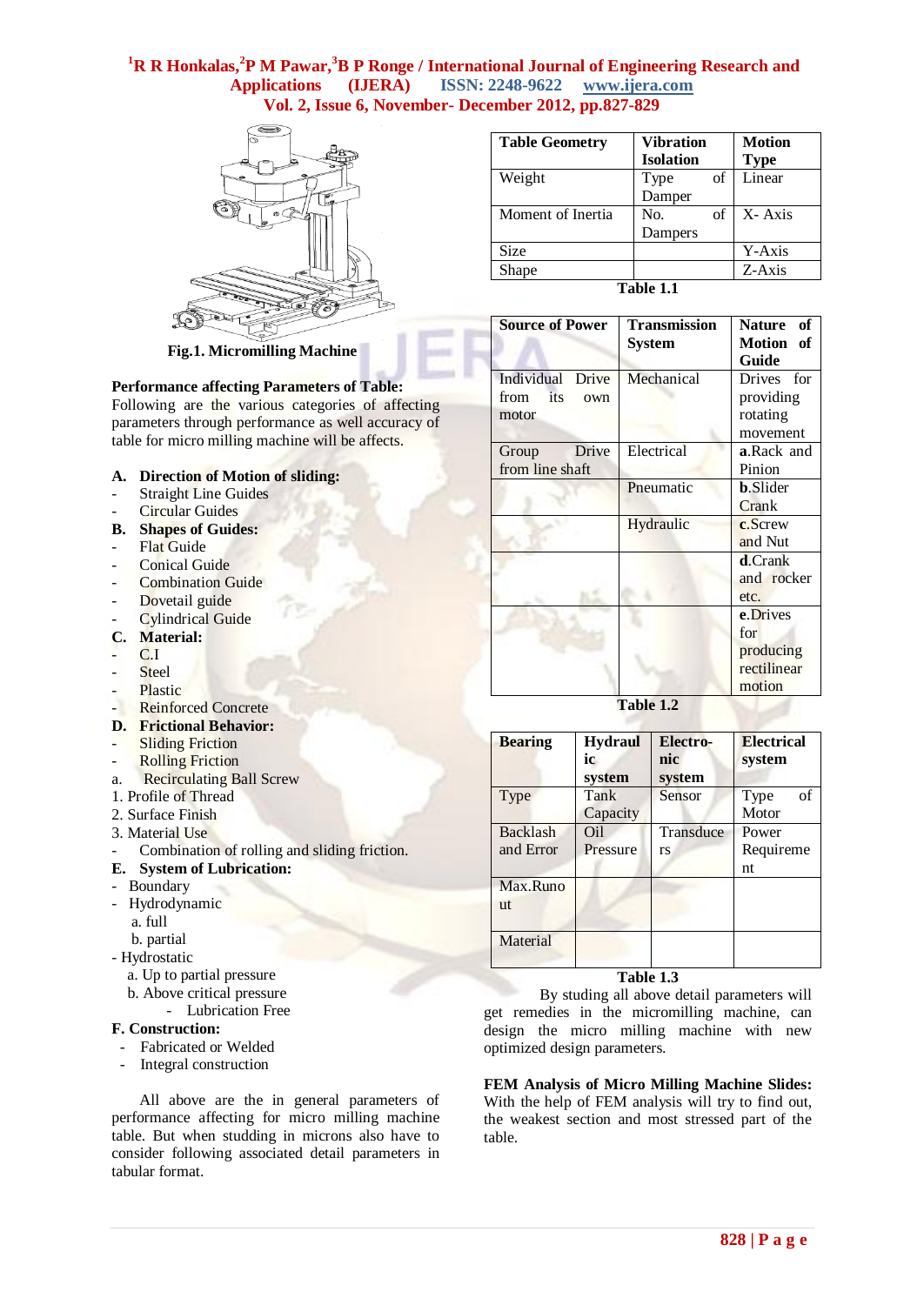Fig.1. Micromilling Machine

**Performance affecting Parameters of Table:**
Following are the various categories of affecting parameters through performance as well accuracy of table for micro milling machine will be affects.

**A. Direction of Motion of sliding:**
- Straight Line Guides
- Circular Guides

**B. Shapes of Guides:**
- Flat Guide
- Conical Guide
- Combination Guide
- Dovetail guide
- Cylindrical Guide

**C. Material:**
- C.I
- Steel
- Plastic
- Reinforced Concrete

**D. Frictional Behavior:**
- Sliding Friction
- Rolling Friction

a. Recirculating Ball Screw
1. Profile of Thread
2. Surface Finish
3. Material Use
- Combination of rolling and sliding friction.

**E. System of Lubrication:**
- Boundary
- Hydrodynamic
  a. full
  b. partial
- Hydrostatic
  a. Up to partial pressure
  b. Above critical pressure
    - Lubrication Free

**F. Construction:**
- Fabricated or Welded
- Integral construction

All above are the in general parameters of performance affecting for micro milling machine table. But when studding in microns also have to consider following associated detail parameters in tabular format.

| Table Geometry | Vibration Isolation | Motion Type |
|---|---|---|
| Weight | Type of Damper | Linear |
| Moment of Inertia | No. of Dampers | X- Axis |
| Size | | Y-Axis |
| Shape | | Z-Axis |

**Table 1.1**

| Source of Power | Transmission System | Nature of Motion of Guide |
|---|---|---|
| Individual Drive from its own motor | Mechanical | Drives for providing rotating movement |
| Group Drive from line shaft | Electrical | **a.**Rack and Pinion |
| | Pneumatic | **b.**Slider Crank |
| | Hydraulic | **c.**Screw and Nut |
| | | **d.**Crank and rocker etc. |
| | | **e.**Drives for producing rectilinear motion |

**Table 1.2**

| Bearing | Hydraulic system | Electronic system | Electrical system |
|---|---|---|---|
| Type | Tank Capacity | Sensor | Type of Motor |
| Backlash and Error | Oil Pressure | Transducers | Power Requirement |
| Max.Runout | | | |
| Material | | | |

**Table 1.3**

By studing all above detail parameters will get remedies in the micromilling machine, can design the micro milling machine with new optimized design parameters.

**FEM Analysis of Micro Milling Machine Slides:**
With the help of FEM analysis will try to find out, the weakest section and most stressed part of the table.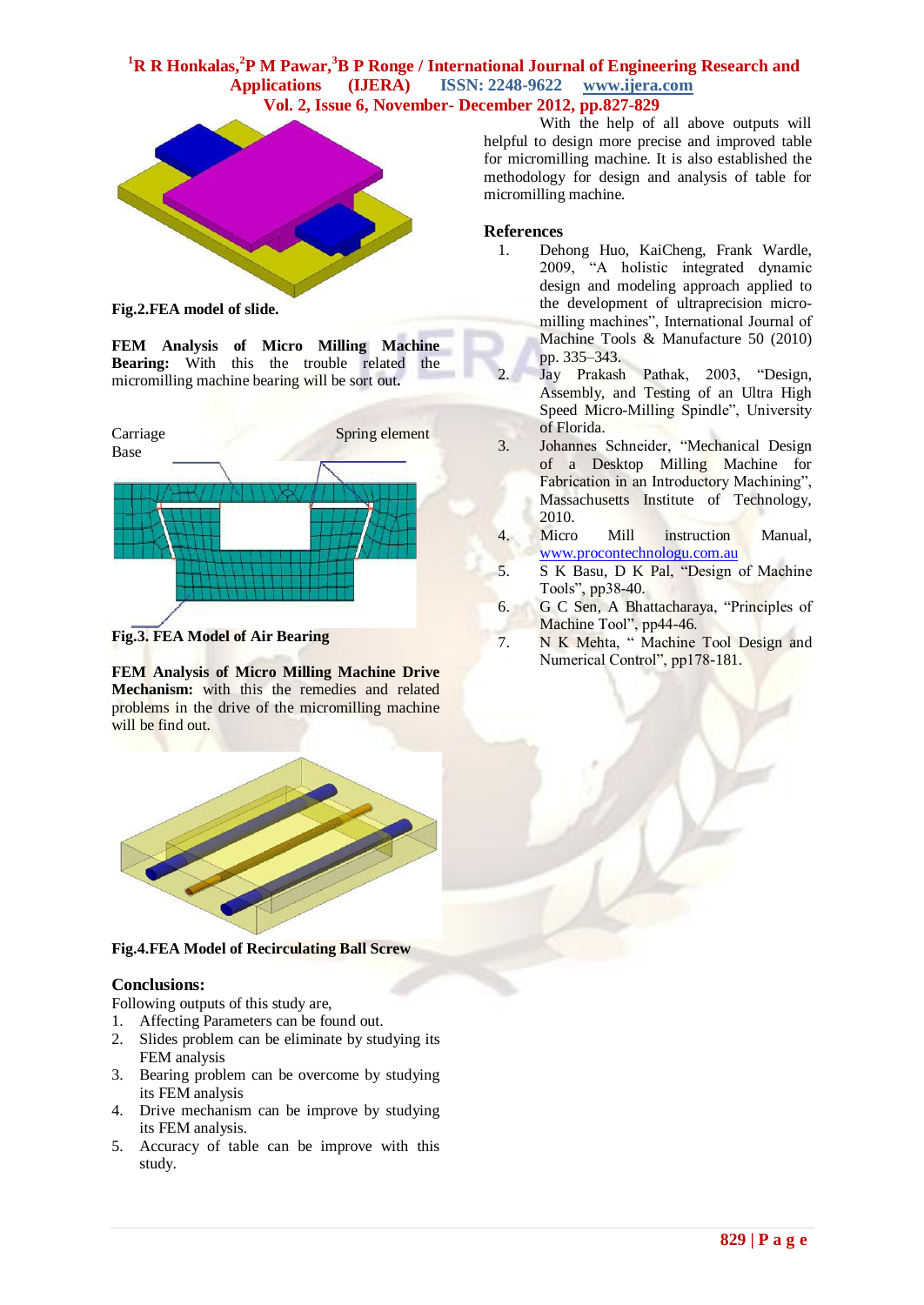Fig.2.FEA model of slide.

**FEM Analysis of Micro Milling Machine Bearing:** With this the trouble related the micromilling machine bearing will be sort out**.**

Carriage

Base

Spring element

Fig.3. FEA Model of Air Bearing

**FEM Analysis of Micro Milling Machine Drive Mechanism:** with this the remedies and related problems in the drive of the micromilling machine will be find out.

**Fig.4.FEA Model of Recirculating Ball Screw**

## Conclusions:

Following outputs of this study are,

1. Affecting Parameters can be found out.
2. Slides problem can be eliminate by studying its FEM analysis
3. Bearing problem can be overcome by studying its FEM analysis
4. Drive mechanism can be improve by studying its FEM analysis.
5. Accuracy of table can be improve with this study.

With the help of all above outputs will helpful to design more precise and improved table for micromilling machine. It is also established the methodology for design and analysis of table for micromilling machine.

## References

1. Dehong Huo, KaiCheng, Frank Wardle, 2009, "A holistic integrated dynamic design and modeling approach applied to the development of ultraprecision micro-milling machines", International Journal of Machine Tools & Manufacture 50 (2010) pp. 335–343.
2. Jay Prakash Pathak, 2003, "Design, Assembly, and Testing of an Ultra High Speed Micro-Milling Spindle", University of Florida.
3. Johannes Schneider, "Mechanical Design of a Desktop Milling Machine for Fabrication in an Introductory Machining", Massachusetts Institute of Technology, 2010.
4. Micro Mill instruction Manual, www.procontechnologu.com.au
5. S K Basu, D K Pal, "Design of Machine Tools", pp38-40.
6. G C Sen, A Bhattacharaya, "Principles of Machine Tool", pp44-46.
7. N K Mehta, " Machine Tool Design and Numerical Control", pp178-181.